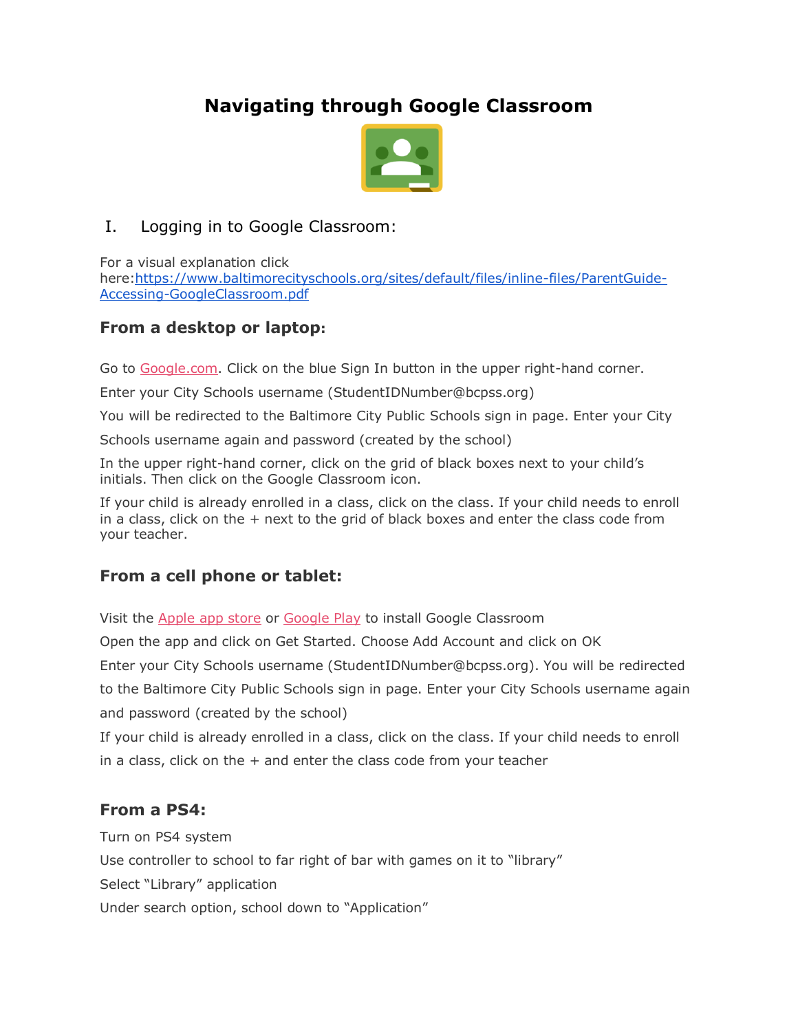# Navigating through Google Classroom

I. Logging in to Google Classroom:

For a visual explanation click here:[https://www.baltimorecityschools.org/sites/default/files/inline-files/ParentGuide-Accessing-GoogleClassroom.pdf](https://www.baltimorecityschools.org/sites/default/files/inline-files/ParentGuide-Accessing-GoogleClassroom.pdf)

## From a desktop or laptop:

Go to Google.com. Click on the blue Sign In button in the upper right-hand corner.

Enter your City Schools username (StudentIDNumber@bcpss.org)

You will be redirected to the Baltimore City Public Schools sign in page. Enter your City Schools username again and password (created by the school)

In the upper right-hand corner, click on the grid of black boxes next to your child's initials. Then click on the Google Classroom icon.

If your child is already enrolled in a class, click on the class. If your child needs to enroll in a class, click on the + next to the grid of black boxes and enter the class code from your teacher.

## From a cell phone or tablet:

Visit the Apple app store or Google Play to install Google Classroom

Open the app and click on Get Started. Choose Add Account and click on OK

Enter your City Schools username (StudentIDNumber@bcpss.org). You will be redirected to the Baltimore City Public Schools sign in page. Enter your City Schools username again and password (created by the school)

If your child is already enrolled in a class, click on the class. If your child needs to enroll in a class, click on the + and enter the class code from your teacher

## From a PS4:

Turn on PS4 system

Use controller to school to far right of bar with games on it to "library"

Select "Library" application

Under search option, school down to "Application"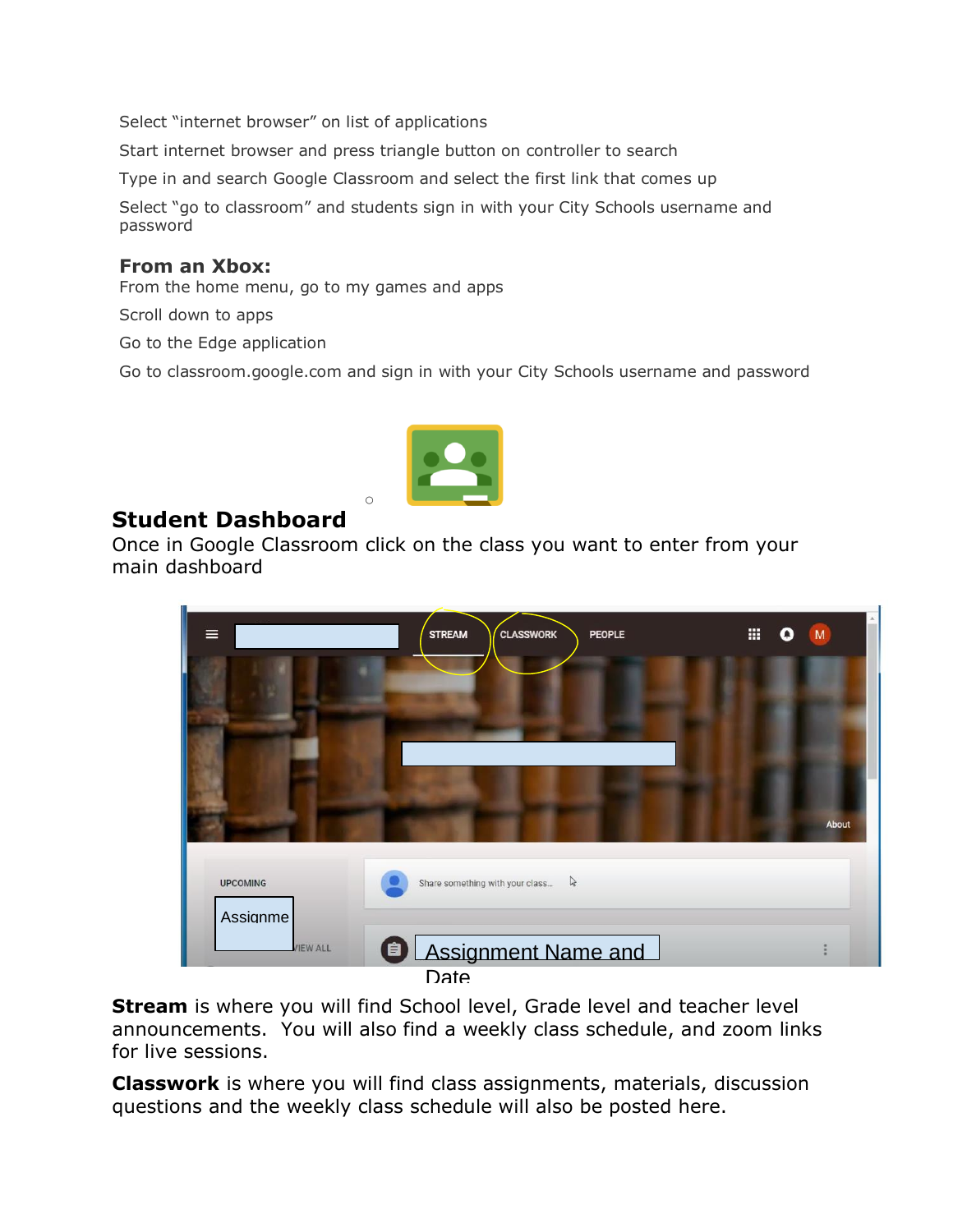Select "internet browser" on list of applications

Start internet browser and press triangle button on controller to search

Type in and search Google Classroom and select the first link that comes up

Select "go to classroom" and students sign in with your City Schools username and password

**From an Xbox:**

From the home menu, go to my games and apps

Scroll down to apps

Go to the Edge application

Go to classroom.google.com and sign in with your City Schools username and password

## Student Dashboard

Once in Google Classroom click on the class you want to enter from your main dashboard

**Stream** is where you will find School level, Grade level and teacher level announcements. You will also find a weekly class schedule, and zoom links for live sessions.

**Classwork** is where you will find class assignments, materials, discussion questions and the weekly class schedule will also be posted here.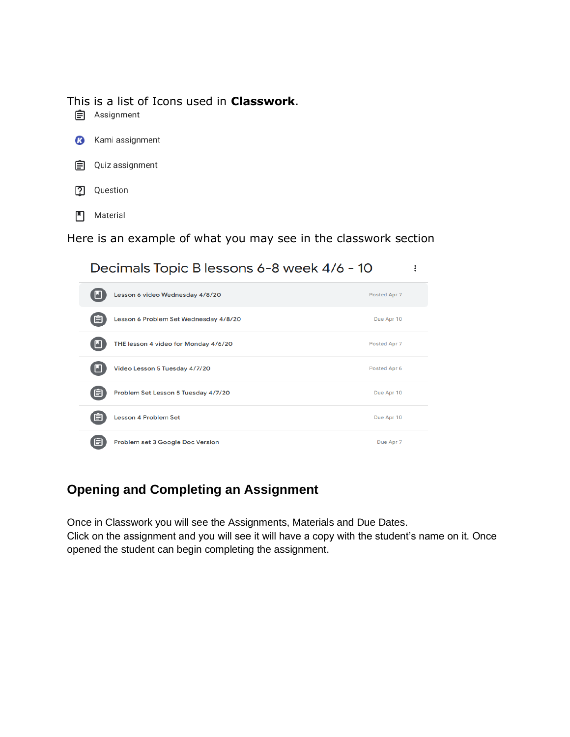This is a list of Icons used in **Classwork**.

- Assignment
- Kami assignment
- Quiz assignment
- Question
- Material

Here is an example of what you may see in the classwork section

Decimals Topic B lessons 6-8 week 4/6 - 10

| | |
|---|---|
| Lesson 6 video Wednesday 4/8/20 | Posted Apr 7 |
| Lesson 6 Problem Set Wednesday 4/8/20 | Due Apr 10 |
| THE lesson 4 video for Monday 4/6/20 | Posted Apr 7 |
| Video Lesson 5 Tuesday 4/7/20 | Posted Apr 6 |
| Problem Set Lesson 5 Tuesday 4/7/20 | Due Apr 10 |
| Lesson 4 Problem Set | Due Apr 10 |
| Problem set 3 Google Doc Version | Due Apr 7 |

## Opening and Completing an Assignment

Once in Classwork you will see the Assignments, Materials and Due Dates.
Click on the assignment and you will see it will have a copy with the student's name on it. Once opened the student can begin completing the assignment.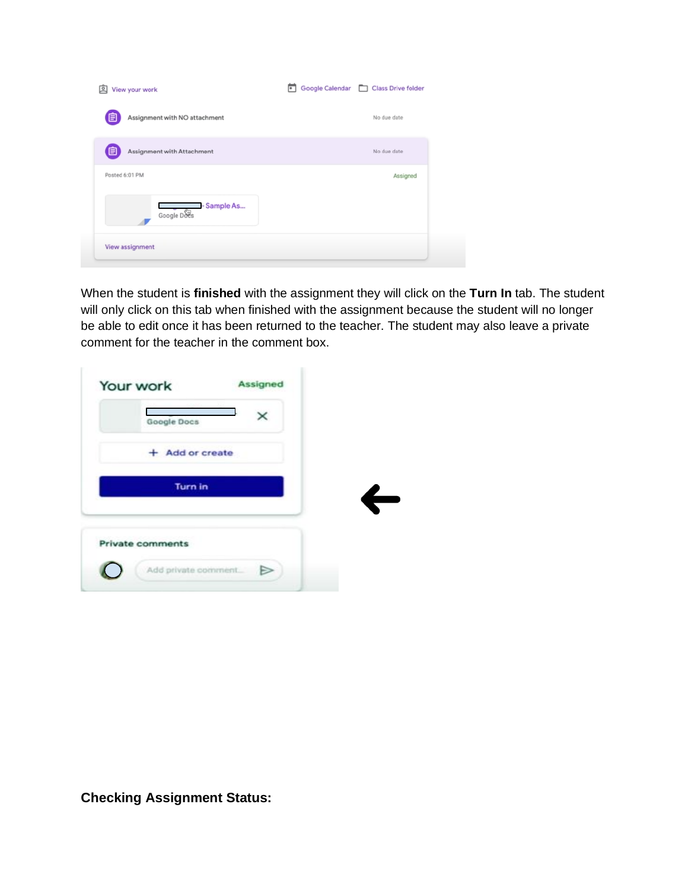When the student is **finished** with the assignment they will click on the **Turn In** tab. The student will only click on this tab when finished with the assignment because the student will no longer be able to edit once it has been returned to the teacher. The student may also leave a private comment for the teacher in the comment box.

**Checking Assignment Status:**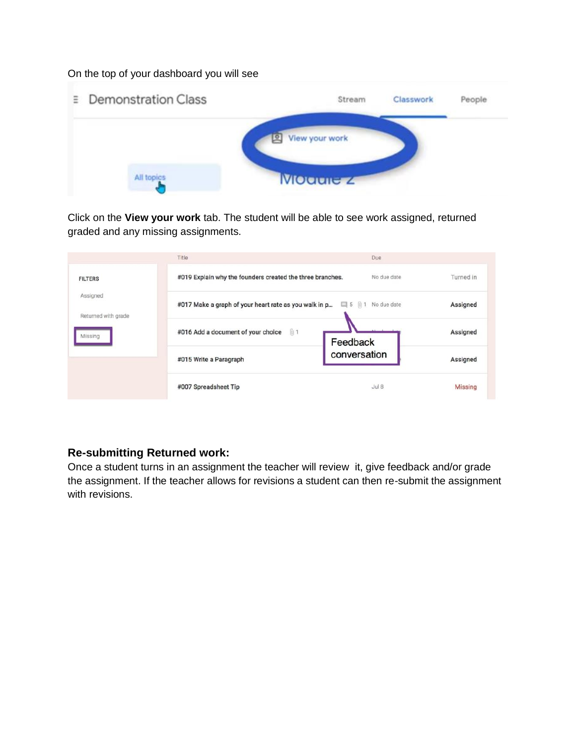On the top of your dashboard you will see

Click on the **View your work** tab. The student will be able to see work assigned, returned graded and any missing assignments.

## Re-submitting Returned work:

Once a student turns in an assignment the teacher will review it, give feedback and/or grade the assignment. If the teacher allows for revisions a student can then re-submit the assignment with revisions.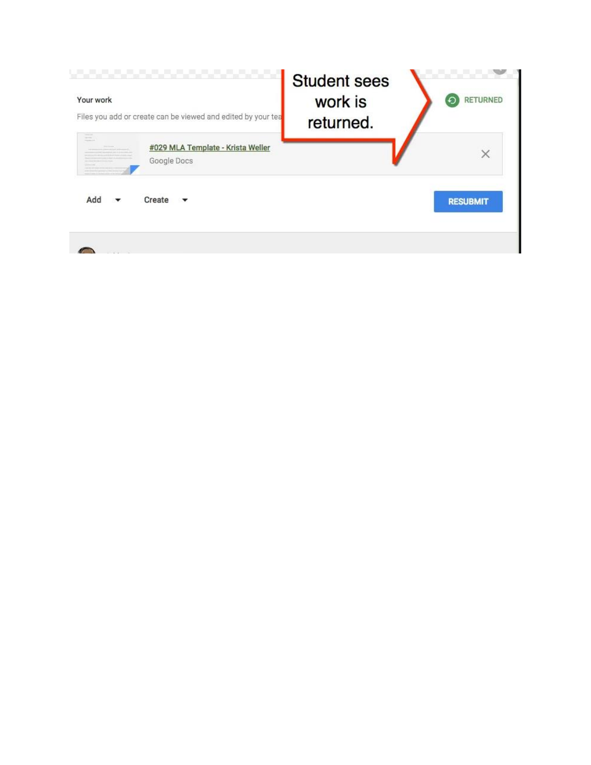Your work

Files you add or create can be viewed and edited by your tea

Student sees work is returned.

RETURNED

#029 MLA Template - Krista Weller

Google Docs

Add

Create

RESUBMIT